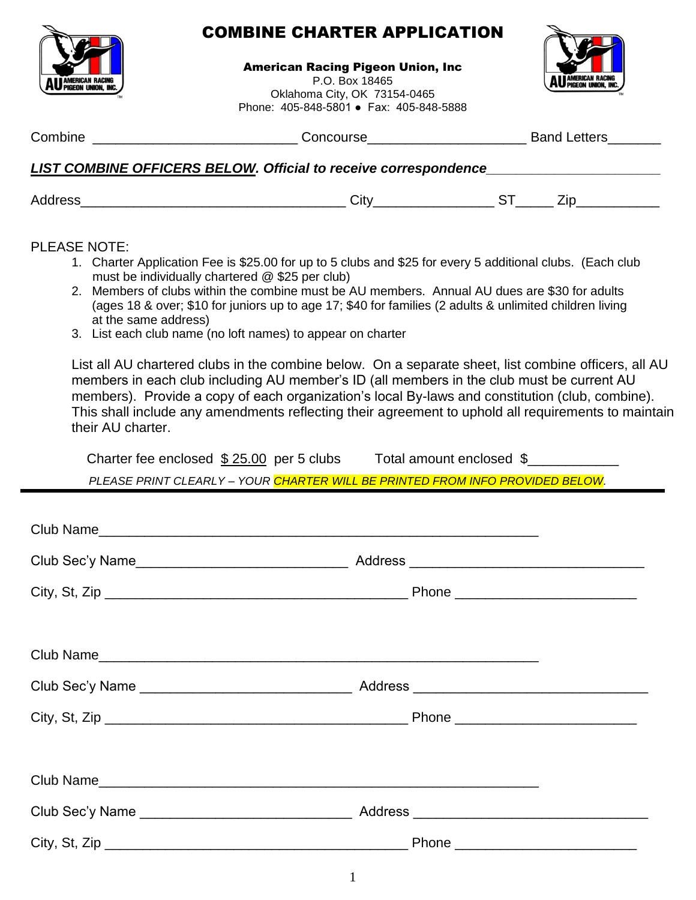# COMBINE CHARTER APPLICATION

**American Racing Pigeon Union, Inc**
P.O. Box 18465
Oklahoma City, OK 73154-0465
Phone: 405-848-5801 ● Fax: 405-848-5888

Combine ___________________________ Concourse_____________________ Band Letters_______

***LIST COMBINE OFFICERS BELOW*. Official to receive correspondence**_______________________

Address___________________________________ City________________ ST_____ Zip___________

PLEASE NOTE:

1. Charter Application Fee is $25.00 for up to 5 clubs and $25 for every 5 additional clubs. (Each club must be individually chartered @ $25 per club)
2. Members of clubs within the combine must be AU members. Annual AU dues are $30 for adults (ages 18 & over; $10 for juniors up to age 17; $40 for families (2 adults & unlimited children living at the same address)
3. List each club name (no loft names) to appear on charter

List all AU chartered clubs in the combine below. On a separate sheet, list combine officers, all AU members in each club including AU member's ID (all members in the club must be current AU members). Provide a copy of each organization's local By-laws and constitution (club, combine). This shall include any amendments reflecting their agreement to uphold all requirements to maintain their AU charter.

Charter fee enclosed $ 25.00 per 5 clubs Total amount enclosed $____________

*PLEASE PRINT CLEARLY – YOUR CHARTER WILL BE PRINTED FROM INFO PROVIDED BELOW.*

---

Club Name__________________________________________________________

Club Sec'y Name____________________________ Address ______________________________

City, St, Zip ________________________________________ Phone ________________________

Club Name__________________________________________________________

Club Sec'y Name ____________________________ Address _______________________________

City, St, Zip ________________________________________ Phone ________________________

Club Name__________________________________________________________

Club Sec'y Name ____________________________ Address _______________________________

City, St, Zip ________________________________________ Phone ________________________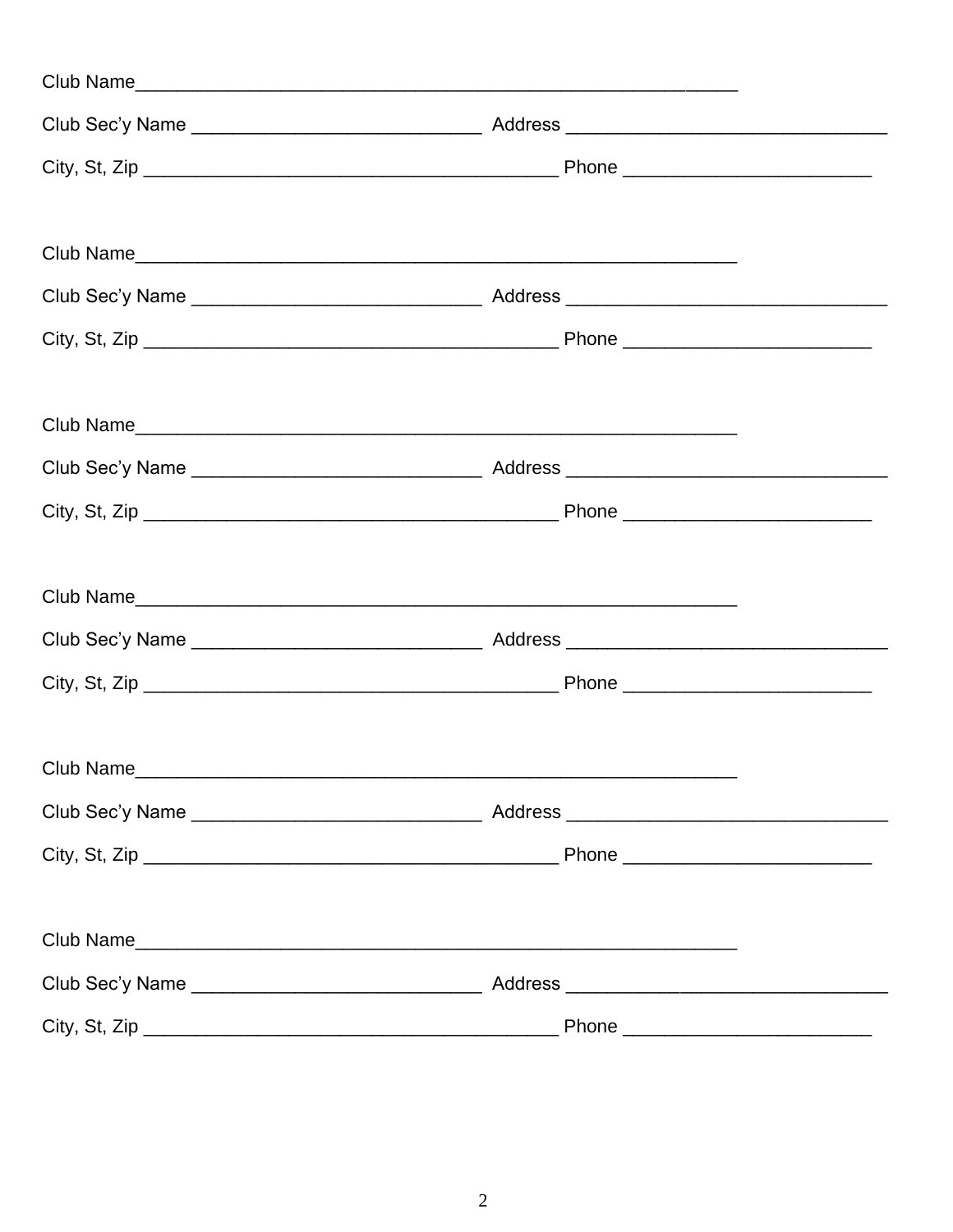Club Name\_\_\_\_\_\_\_\_\_\_\_\_\_\_\_\_\_\_\_\_\_\_\_\_\_\_\_\_\_\_\_\_\_\_\_\_\_\_\_\_\_\_\_\_\_\_\_\_\_\_\_\_\_\_\_\_

Club Sec'y Name \_\_\_\_\_\_\_\_\_\_\_\_\_\_\_\_\_\_\_\_\_\_\_\_\_\_\_ Address \_\_\_\_\_\_\_\_\_\_\_\_\_\_\_\_\_\_\_\_\_\_\_\_\_\_\_\_\_\_

City, St, Zip \_\_\_\_\_\_\_\_\_\_\_\_\_\_\_\_\_\_\_\_\_\_\_\_\_\_\_\_\_\_\_\_\_\_\_\_\_\_\_ Phone \_\_\_\_\_\_\_\_\_\_\_\_\_\_\_\_\_\_\_\_\_\_\_

Club Name\_\_\_\_\_\_\_\_\_\_\_\_\_\_\_\_\_\_\_\_\_\_\_\_\_\_\_\_\_\_\_\_\_\_\_\_\_\_\_\_\_\_\_\_\_\_\_\_\_\_\_\_\_\_\_\_

Club Sec'y Name \_\_\_\_\_\_\_\_\_\_\_\_\_\_\_\_\_\_\_\_\_\_\_\_\_\_\_ Address \_\_\_\_\_\_\_\_\_\_\_\_\_\_\_\_\_\_\_\_\_\_\_\_\_\_\_\_\_\_

City, St, Zip \_\_\_\_\_\_\_\_\_\_\_\_\_\_\_\_\_\_\_\_\_\_\_\_\_\_\_\_\_\_\_\_\_\_\_\_\_\_\_ Phone \_\_\_\_\_\_\_\_\_\_\_\_\_\_\_\_\_\_\_\_\_\_\_

Club Name\_\_\_\_\_\_\_\_\_\_\_\_\_\_\_\_\_\_\_\_\_\_\_\_\_\_\_\_\_\_\_\_\_\_\_\_\_\_\_\_\_\_\_\_\_\_\_\_\_\_\_\_\_\_\_\_

Club Sec'y Name \_\_\_\_\_\_\_\_\_\_\_\_\_\_\_\_\_\_\_\_\_\_\_\_\_\_\_ Address \_\_\_\_\_\_\_\_\_\_\_\_\_\_\_\_\_\_\_\_\_\_\_\_\_\_\_\_\_\_

City, St, Zip \_\_\_\_\_\_\_\_\_\_\_\_\_\_\_\_\_\_\_\_\_\_\_\_\_\_\_\_\_\_\_\_\_\_\_\_\_\_\_ Phone \_\_\_\_\_\_\_\_\_\_\_\_\_\_\_\_\_\_\_\_\_\_\_

Club Name\_\_\_\_\_\_\_\_\_\_\_\_\_\_\_\_\_\_\_\_\_\_\_\_\_\_\_\_\_\_\_\_\_\_\_\_\_\_\_\_\_\_\_\_\_\_\_\_\_\_\_\_\_\_\_\_

Club Sec'y Name \_\_\_\_\_\_\_\_\_\_\_\_\_\_\_\_\_\_\_\_\_\_\_\_\_\_\_ Address \_\_\_\_\_\_\_\_\_\_\_\_\_\_\_\_\_\_\_\_\_\_\_\_\_\_\_\_\_\_

City, St, Zip \_\_\_\_\_\_\_\_\_\_\_\_\_\_\_\_\_\_\_\_\_\_\_\_\_\_\_\_\_\_\_\_\_\_\_\_\_\_\_ Phone \_\_\_\_\_\_\_\_\_\_\_\_\_\_\_\_\_\_\_\_\_\_\_

Club Name\_\_\_\_\_\_\_\_\_\_\_\_\_\_\_\_\_\_\_\_\_\_\_\_\_\_\_\_\_\_\_\_\_\_\_\_\_\_\_\_\_\_\_\_\_\_\_\_\_\_\_\_\_\_\_\_

Club Sec'y Name \_\_\_\_\_\_\_\_\_\_\_\_\_\_\_\_\_\_\_\_\_\_\_\_\_\_\_ Address \_\_\_\_\_\_\_\_\_\_\_\_\_\_\_\_\_\_\_\_\_\_\_\_\_\_\_\_\_\_

City, St, Zip \_\_\_\_\_\_\_\_\_\_\_\_\_\_\_\_\_\_\_\_\_\_\_\_\_\_\_\_\_\_\_\_\_\_\_\_\_\_\_ Phone \_\_\_\_\_\_\_\_\_\_\_\_\_\_\_\_\_\_\_\_\_\_\_

Club Name\_\_\_\_\_\_\_\_\_\_\_\_\_\_\_\_\_\_\_\_\_\_\_\_\_\_\_\_\_\_\_\_\_\_\_\_\_\_\_\_\_\_\_\_\_\_\_\_\_\_\_\_\_\_\_\_

Club Sec'y Name \_\_\_\_\_\_\_\_\_\_\_\_\_\_\_\_\_\_\_\_\_\_\_\_\_\_\_ Address \_\_\_\_\_\_\_\_\_\_\_\_\_\_\_\_\_\_\_\_\_\_\_\_\_\_\_\_\_\_

City, St, Zip \_\_\_\_\_\_\_\_\_\_\_\_\_\_\_\_\_\_\_\_\_\_\_\_\_\_\_\_\_\_\_\_\_\_\_\_\_\_\_ Phone \_\_\_\_\_\_\_\_\_\_\_\_\_\_\_\_\_\_\_\_\_\_\_